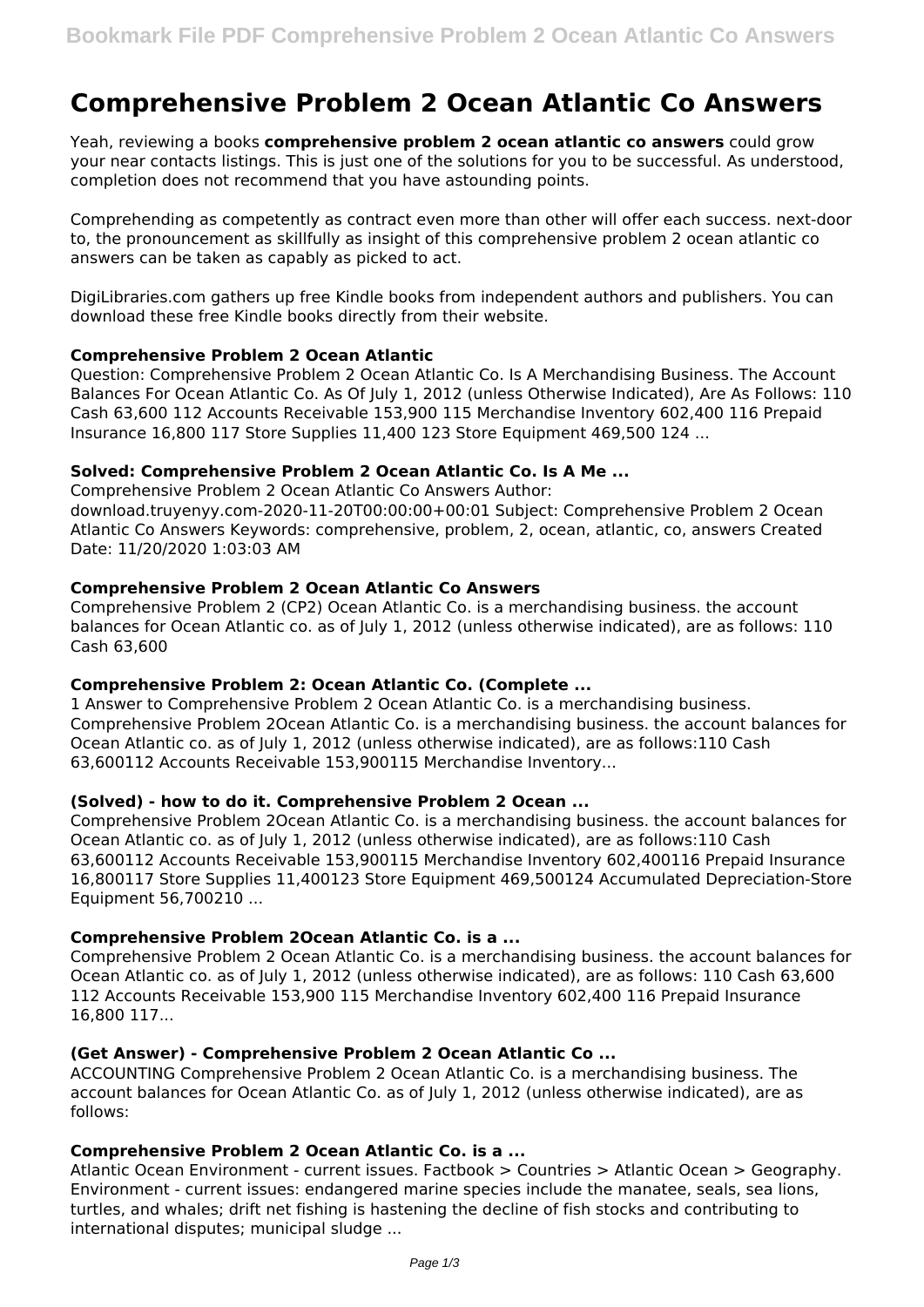# Comprehensive Problem 2 Ocean Atlantic Co Answers

Yeah, reviewing a books **comprehensive problem 2 ocean atlantic co answers** could grow your near contacts listings. This is just one of the solutions for you to be successful. As understood, completion does not recommend that you have astounding points.

Comprehending as competently as contract even more than other will offer each success. next-door to, the pronouncement as skillfully as insight of this comprehensive problem 2 ocean atlantic co answers can be taken as capably as picked to act.

DigiLibraries.com gathers up free Kindle books from independent authors and publishers. You can download these free Kindle books directly from their website.

### Comprehensive Problem 2 Ocean Atlantic

Question: Comprehensive Problem 2 Ocean Atlantic Co. Is A Merchandising Business. The Account Balances For Ocean Atlantic Co. As Of July 1, 2012 (unless Otherwise Indicated), Are As Follows: 110 Cash 63,600 112 Accounts Receivable 153,900 115 Merchandise Inventory 602,400 116 Prepaid Insurance 16,800 117 Store Supplies 11,400 123 Store Equipment 469,500 124 ...

### Solved: Comprehensive Problem 2 Ocean Atlantic Co. Is A Me ...

Comprehensive Problem 2 Ocean Atlantic Co Answers Author: download.truyenyy.com-2020-11-20T00:00:00+00:01 Subject: Comprehensive Problem 2 Ocean Atlantic Co Answers Keywords: comprehensive, problem, 2, ocean, atlantic, co, answers Created Date: 11/20/2020 1:03:03 AM

### Comprehensive Problem 2 Ocean Atlantic Co Answers

Comprehensive Problem 2 (CP2) Ocean Atlantic Co. is a merchandising business. the account balances for Ocean Atlantic co. as of July 1, 2012 (unless otherwise indicated), are as follows: 110 Cash 63,600

### Comprehensive Problem 2: Ocean Atlantic Co. (Complete ...

1 Answer to Comprehensive Problem 2 Ocean Atlantic Co. is a merchandising business. Comprehensive Problem 2Ocean Atlantic Co. is a merchandising business. the account balances for Ocean Atlantic co. as of July 1, 2012 (unless otherwise indicated), are as follows:110 Cash 63,600112 Accounts Receivable 153,900115 Merchandise Inventory...

### (Solved) - how to do it. Comprehensive Problem 2 Ocean ...

Comprehensive Problem 2Ocean Atlantic Co. is a merchandising business. the account balances for Ocean Atlantic co. as of July 1, 2012 (unless otherwise indicated), are as follows:110 Cash 63,600112 Accounts Receivable 153,900115 Merchandise Inventory 602,400116 Prepaid Insurance 16,800117 Store Supplies 11,400123 Store Equipment 469,500124 Accumulated Depreciation-Store Equipment 56,700210 ...

### Comprehensive Problem 2Ocean Atlantic Co. is a ...

Comprehensive Problem 2 Ocean Atlantic Co. is a merchandising business. the account balances for Ocean Atlantic co. as of July 1, 2012 (unless otherwise indicated), are as follows: 110 Cash 63,600 112 Accounts Receivable 153,900 115 Merchandise Inventory 602,400 116 Prepaid Insurance 16,800 117...

### (Get Answer) - Comprehensive Problem 2 Ocean Atlantic Co ...

ACCOUNTING Comprehensive Problem 2 Ocean Atlantic Co. is a merchandising business. The account balances for Ocean Atlantic Co. as of July 1, 2012 (unless otherwise indicated), are as follows:

### Comprehensive Problem 2 Ocean Atlantic Co. is a ...

Atlantic Ocean Environment - current issues. Factbook > Countries > Atlantic Ocean > Geography. Environment - current issues: endangered marine species include the manatee, seals, sea lions, turtles, and whales; drift net fishing is hastening the decline of fish stocks and contributing to international disputes; municipal sludge ...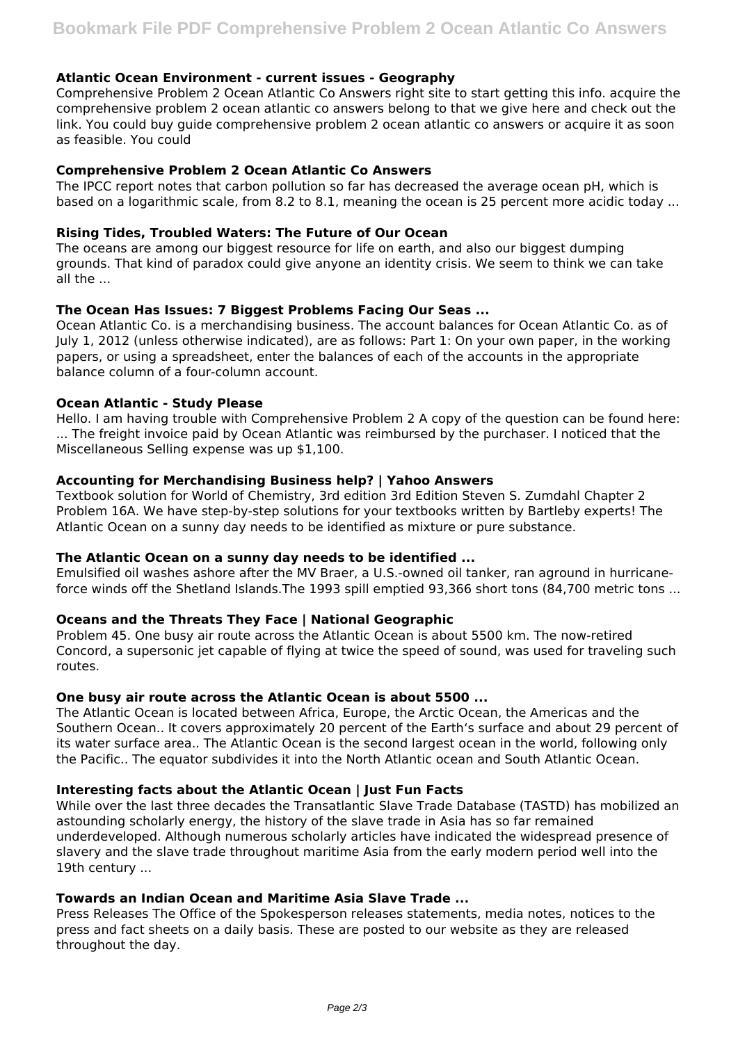### Atlantic Ocean Environment - current issues - Geography

Comprehensive Problem 2 Ocean Atlantic Co Answers right site to start getting this info. acquire the comprehensive problem 2 ocean atlantic co answers belong to that we give here and check out the link. You could buy guide comprehensive problem 2 ocean atlantic co answers or acquire it as soon as feasible. You could

### Comprehensive Problem 2 Ocean Atlantic Co Answers

The IPCC report notes that carbon pollution so far has decreased the average ocean pH, which is based on a logarithmic scale, from 8.2 to 8.1, meaning the ocean is 25 percent more acidic today ...

### Rising Tides, Troubled Waters: The Future of Our Ocean

The oceans are among our biggest resource for life on earth, and also our biggest dumping grounds. That kind of paradox could give anyone an identity crisis. We seem to think we can take all the ...

### The Ocean Has Issues: 7 Biggest Problems Facing Our Seas ...

Ocean Atlantic Co. is a merchandising business. The account balances for Ocean Atlantic Co. as of July 1, 2012 (unless otherwise indicated), are as follows: Part 1: On your own paper, in the working papers, or using a spreadsheet, enter the balances of each of the accounts in the appropriate balance column of a four-column account.

### Ocean Atlantic - Study Please

Hello. I am having trouble with Comprehensive Problem 2 A copy of the question can be found here: ... The freight invoice paid by Ocean Atlantic was reimbursed by the purchaser. I noticed that the Miscellaneous Selling expense was up $1,100.

### Accounting for Merchandising Business help? | Yahoo Answers

Textbook solution for World of Chemistry, 3rd edition 3rd Edition Steven S. Zumdahl Chapter 2 Problem 16A. We have step-by-step solutions for your textbooks written by Bartleby experts! The Atlantic Ocean on a sunny day needs to be identified as mixture or pure substance.

### The Atlantic Ocean on a sunny day needs to be identified ...

Emulsified oil washes ashore after the MV Braer, a U.S.-owned oil tanker, ran aground in hurricane-force winds off the Shetland Islands.The 1993 spill emptied 93,366 short tons (84,700 metric tons ...

### Oceans and the Threats They Face | National Geographic

Problem 45. One busy air route across the Atlantic Ocean is about 5500 km. The now-retired Concord, a supersonic jet capable of flying at twice the speed of sound, was used for traveling such routes.

### One busy air route across the Atlantic Ocean is about 5500 ...

The Atlantic Ocean is located between Africa, Europe, the Arctic Ocean, the Americas and the Southern Ocean.. It covers approximately 20 percent of the Earth's surface and about 29 percent of its water surface area.. The Atlantic Ocean is the second largest ocean in the world, following only the Pacific.. The equator subdivides it into the North Atlantic ocean and South Atlantic Ocean.

### Interesting facts about the Atlantic Ocean | Just Fun Facts

While over the last three decades the Transatlantic Slave Trade Database (TASTD) has mobilized an astounding scholarly energy, the history of the slave trade in Asia has so far remained underdeveloped. Although numerous scholarly articles have indicated the widespread presence of slavery and the slave trade throughout maritime Asia from the early modern period well into the 19th century ...

### Towards an Indian Ocean and Maritime Asia Slave Trade ...

Press Releases The Office of the Spokesperson releases statements, media notes, notices to the press and fact sheets on a daily basis. These are posted to our website as they are released throughout the day.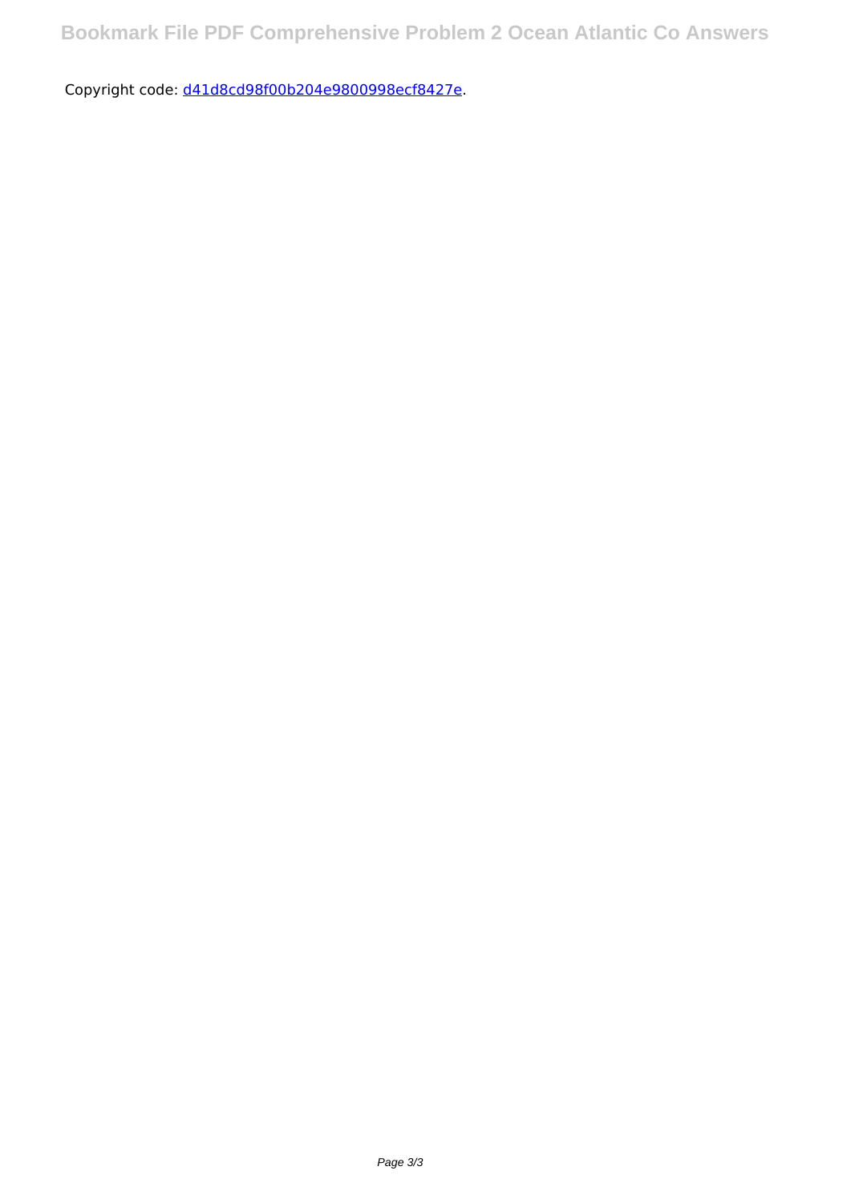Copyright code: [d41d8cd98f00b204e9800998ecf8427e](d41d8cd98f00b204e9800998ecf8427e).